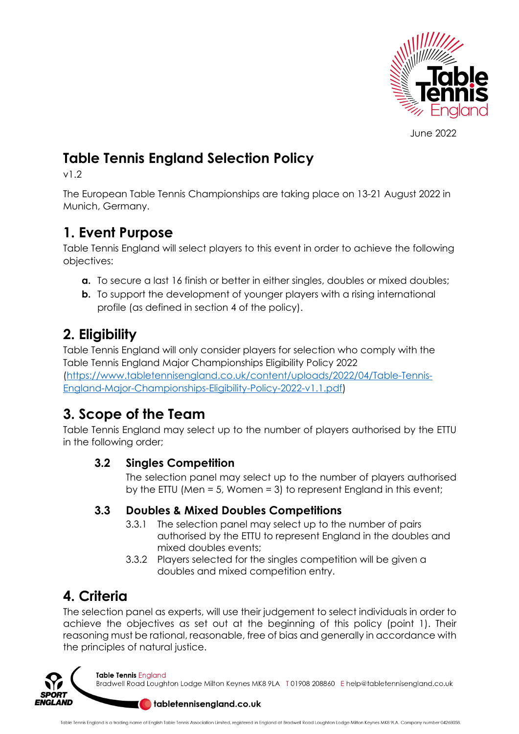June 2022

# Table Tennis England Selection Policy

v1.2

The European Table Tennis Championships are taking place on 13-21 August 2022 in Munich, Germany.

## 1. Event Purpose

Table Tennis England will select players to this event in order to achieve the following objectives:

- **a.** To secure a last 16 finish or better in either singles, doubles or mixed doubles;
- **b.** To support the development of younger players with a rising international profile (as defined in section 4 of the policy).

## 2. Eligibility

Table Tennis England will only consider players for selection who comply with the Table Tennis England Major Championships Eligibility Policy 2022 (https://www.tabletennisengland.co.uk/content/uploads/2022/04/Table-Tennis-England-Major-Championships-Eligibility-Policy-2022-v1.1.pdf)

## 3. Scope of the Team

Table Tennis England may select up to the number of players authorised by the ETTU in the following order;

### 3.2 Singles Competition

The selection panel may select up to the number of players authorised by the ETTU (Men = 5, Women = 3) to represent England in this event;

### 3.3 Doubles & Mixed Doubles Competitions

3.3.1 The selection panel may select up to the number of pairs authorised by the ETTU to represent England in the doubles and mixed doubles events;

3.3.2 Players selected for the singles competition will be given a doubles and mixed competition entry.

## 4. Criteria

The selection panel as experts, will use their judgement to select individuals in order to achieve the objectives as set out at the beginning of this policy (point 1). Their reasoning must be rational, reasonable, free of bias and generally in accordance with the principles of natural justice.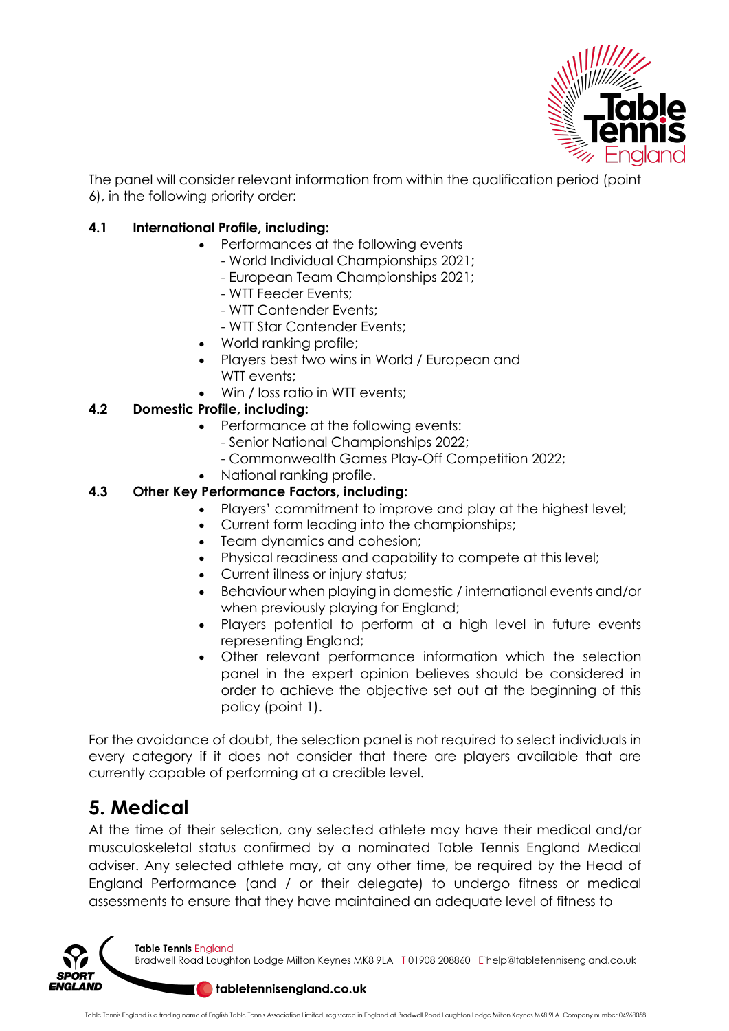The panel will consider relevant information from within the qualification period (point 6), in the following priority order:

**4.1 International Profile, including:**

- Performances at the following events
  - World Individual Championships 2021;
  - European Team Championships 2021;
  - WTT Feeder Events;
  - WTT Contender Events;
  - WTT Star Contender Events;
- World ranking profile;
- Players best two wins in World / European and WTT events;
- Win / loss ratio in WTT events;

**4.2 Domestic Profile, including:**

- Performance at the following events:
  - Senior National Championships 2022;
  - Commonwealth Games Play-Off Competition 2022;
- National ranking profile.

**4.3 Other Key Performance Factors, including:**

- Players' commitment to improve and play at the highest level;
- Current form leading into the championships;
- Team dynamics and cohesion;
- Physical readiness and capability to compete at this level;
- Current illness or injury status;
- Behaviour when playing in domestic / international events and/or when previously playing for England;
- Players potential to perform at a high level in future events representing England;
- Other relevant performance information which the selection panel in the expert opinion believes should be considered in order to achieve the objective set out at the beginning of this policy (point 1).

For the avoidance of doubt, the selection panel is not required to select individuals in every category if it does not consider that there are players available that are currently capable of performing at a credible level.

## 5. Medical

At the time of their selection, any selected athlete may have their medical and/or musculoskeletal status confirmed by a nominated Table Tennis England Medical adviser. Any selected athlete may, at any other time, be required by the Head of England Performance (and / or their delegate) to undergo fitness or medical assessments to ensure that they have maintained an adequate level of fitness to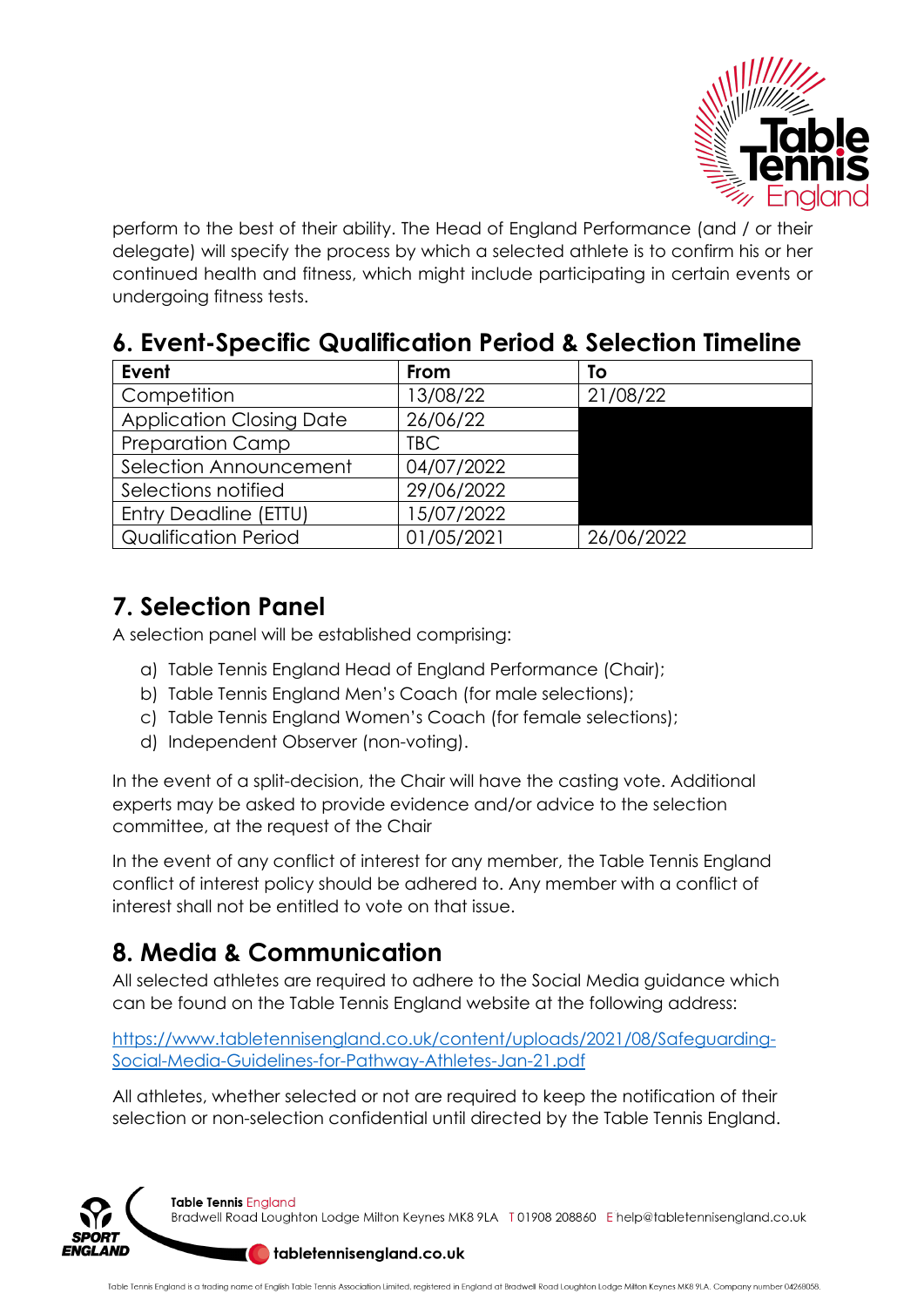perform to the best of their ability. The Head of England Performance (and / or their delegate) will specify the process by which a selected athlete is to confirm his or her continued health and fitness, which might include participating in certain events or undergoing fitness tests.

## 6. Event-Specific Qualification Period & Selection Timeline

| Event | From | To |
|---|---|---|
| Competition | 13/08/22 | 21/08/22 |
| Application Closing Date | 26/06/22 | |
| Preparation Camp | TBC | |
| Selection Announcement | 04/07/2022 | |
| Selections notified | 29/06/2022 | |
| Entry Deadline (ETTU) | 15/07/2022 | |
| Qualification Period | 01/05/2021 | 26/06/2022 |

## 7. Selection Panel

A selection panel will be established comprising:

a) Table Tennis England Head of England Performance (Chair);
b) Table Tennis England Men's Coach (for male selections);
c) Table Tennis England Women's Coach (for female selections);
d) Independent Observer (non-voting).

In the event of a split-decision, the Chair will have the casting vote. Additional experts may be asked to provide evidence and/or advice to the selection committee, at the request of the Chair

In the event of any conflict of interest for any member, the Table Tennis England conflict of interest policy should be adhered to. Any member with a conflict of interest shall not be entitled to vote on that issue.

## 8. Media & Communication

All selected athletes are required to adhere to the Social Media guidance which can be found on the Table Tennis England website at the following address:

https://www.tabletennisengland.co.uk/content/uploads/2021/08/Safeguarding-Social-Media-Guidelines-for-Pathway-Athletes-Jan-21.pdf

All athletes, whether selected or not are required to keep the notification of their selection or non-selection confidential until directed by the Table Tennis England.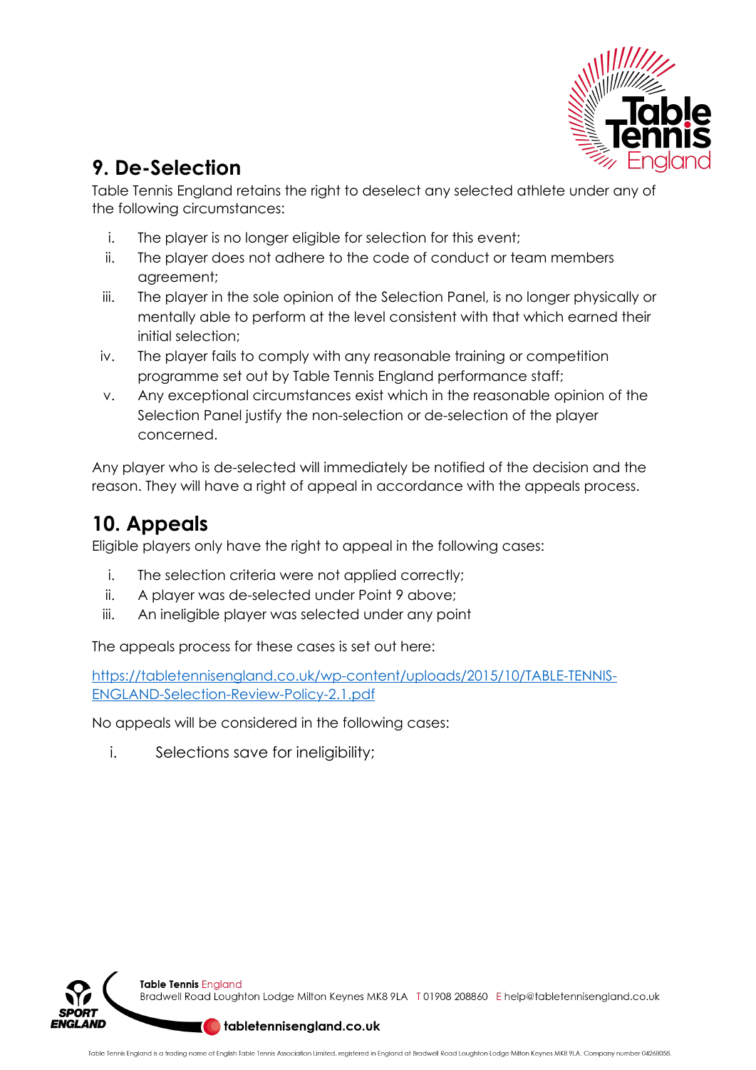## 9. De-Selection

Table Tennis England retains the right to deselect any selected athlete under any of the following circumstances:

i. The player is no longer eligible for selection for this event;
ii. The player does not adhere to the code of conduct or team members agreement;
iii. The player in the sole opinion of the Selection Panel, is no longer physically or mentally able to perform at the level consistent with that which earned their initial selection;
iv. The player fails to comply with any reasonable training or competition programme set out by Table Tennis England performance staff;
v. Any exceptional circumstances exist which in the reasonable opinion of the Selection Panel justify the non-selection or de-selection of the player concerned.

Any player who is de-selected will immediately be notified of the decision and the reason. They will have a right of appeal in accordance with the appeals process.

## 10. Appeals

Eligible players only have the right to appeal in the following cases:

i. The selection criteria were not applied correctly;
ii. A player was de-selected under Point 9 above;
iii. An ineligible player was selected under any point

The appeals process for these cases is set out here:

https://tabletennisengland.co.uk/wp-content/uploads/2015/10/TABLE-TENNIS-ENGLAND-Selection-Review-Policy-2.1.pdf

No appeals will be considered in the following cases:

i. Selections save for ineligibility;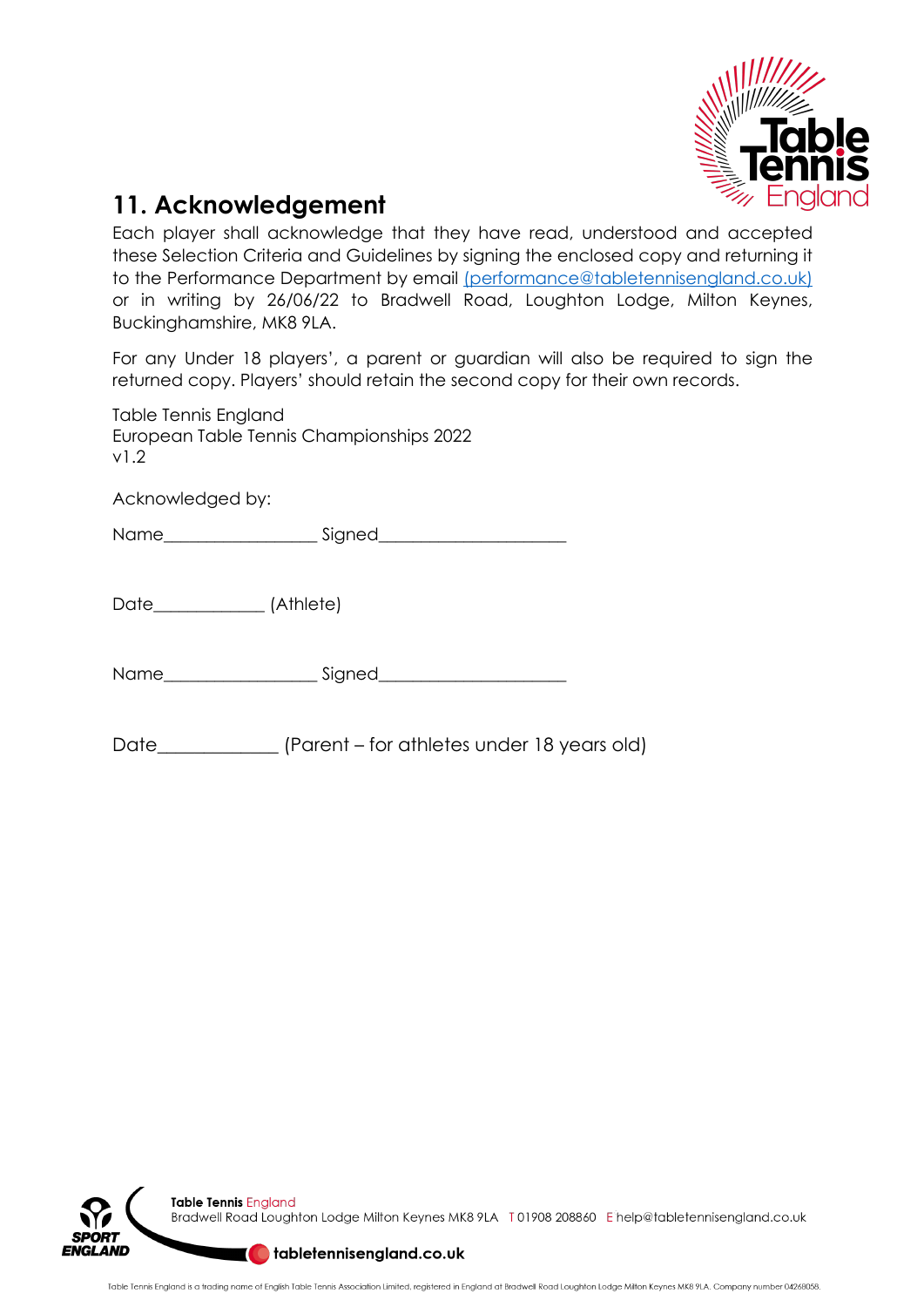## 11. Acknowledgement

Each player shall acknowledge that they have read, understood and accepted these Selection Criteria and Guidelines by signing the enclosed copy and returning it to the Performance Department by email (performance@tabletennisengland.co.uk) or in writing by 26/06/22 to Bradwell Road, Loughton Lodge, Milton Keynes, Buckinghamshire, MK8 9LA.

For any Under 18 players', a parent or guardian will also be required to sign the returned copy. Players' should retain the second copy for their own records.

Table Tennis England
European Table Tennis Championships 2022
v1.2

Acknowledged by:

Name_________________ Signed_____________________

Date____________ (Athlete)

Name_________________ Signed_____________________

Date____________ (Parent – for athletes under 18 years old)